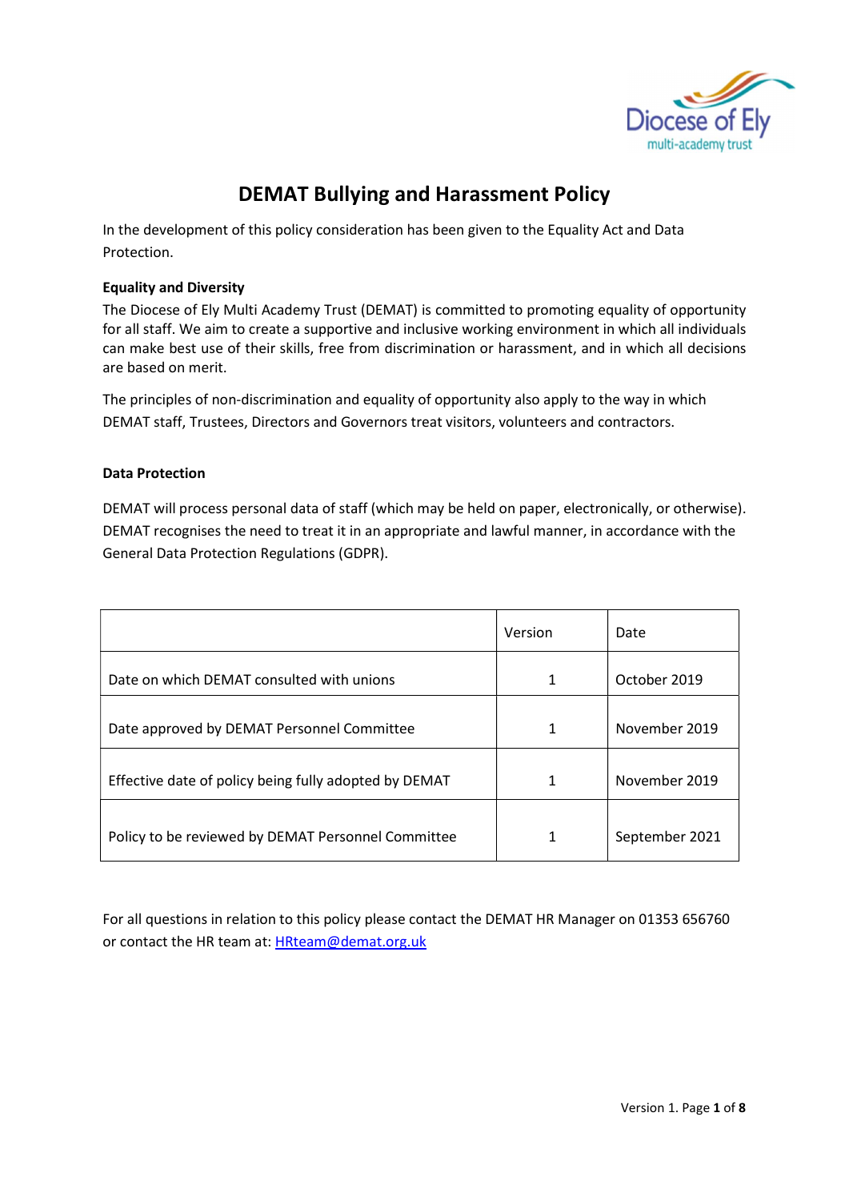# DEMAT Bullying and Harassment Policy

In the development of this policy consideration has been given to the Equality Act and Data Protection.

**Equality and Diversity**

The Diocese of Ely Multi Academy Trust (DEMAT) is committed to promoting equality of opportunity for all staff. We aim to create a supportive and inclusive working environment in which all individuals can make best use of their skills, free from discrimination or harassment, and in which all decisions are based on merit.

The principles of non-discrimination and equality of opportunity also apply to the way in which DEMAT staff, Trustees, Directors and Governors treat visitors, volunteers and contractors.

**Data Protection**

DEMAT will process personal data of staff (which may be held on paper, electronically, or otherwise). DEMAT recognises the need to treat it in an appropriate and lawful manner, in accordance with the General Data Protection Regulations (GDPR).

| | Version | Date |
|---|---|---|
| Date on which DEMAT consulted with unions | 1 | October 2019 |
| Date approved by DEMAT Personnel Committee | 1 | November 2019 |
| Effective date of policy being fully adopted by DEMAT | 1 | November 2019 |
| Policy to be reviewed by DEMAT Personnel Committee | 1 | September 2021 |

For all questions in relation to this policy please contact the DEMAT HR Manager on 01353 656760 or contact the HR team at: HRteam@demat.org.uk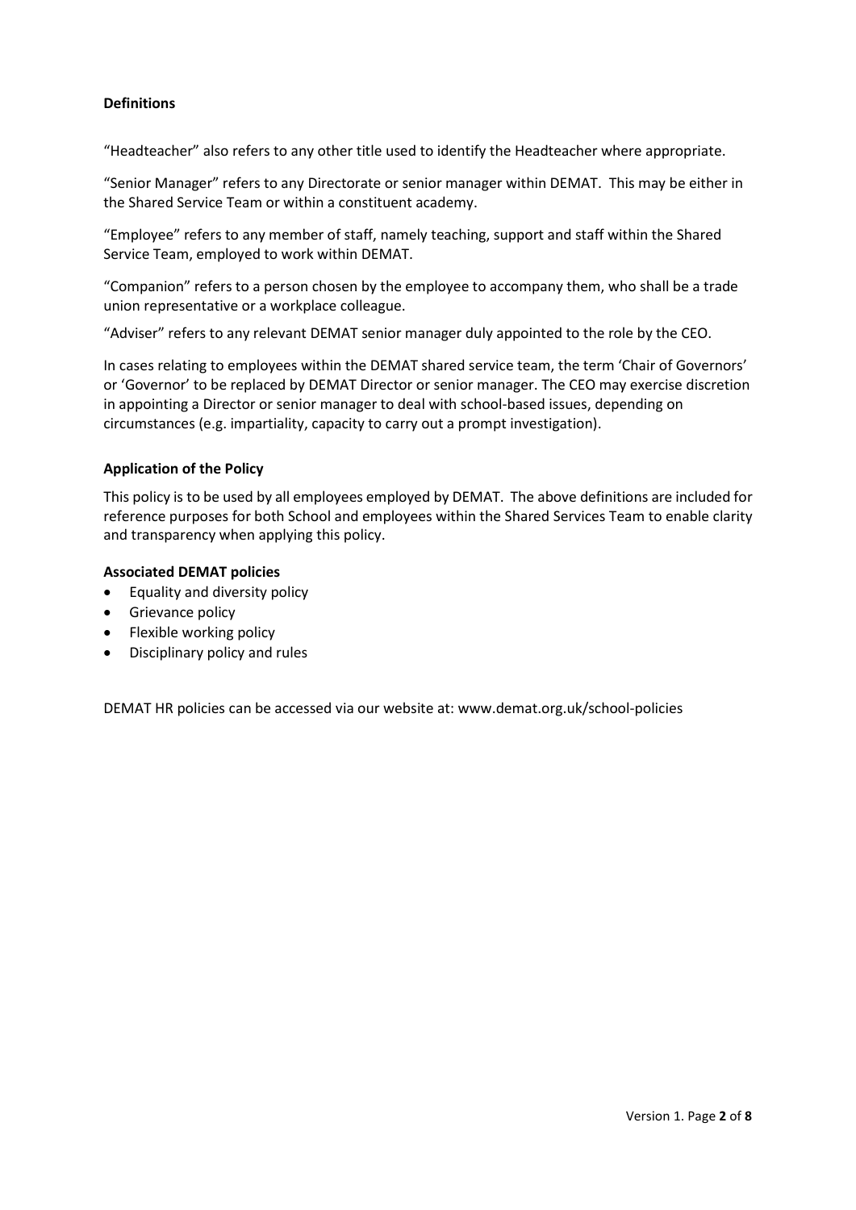**Definitions**

"Headteacher" also refers to any other title used to identify the Headteacher where appropriate.

"Senior Manager" refers to any Directorate or senior manager within DEMAT. This may be either in the Shared Service Team or within a constituent academy.

"Employee" refers to any member of staff, namely teaching, support and staff within the Shared Service Team, employed to work within DEMAT.

"Companion" refers to a person chosen by the employee to accompany them, who shall be a trade union representative or a workplace colleague.

"Adviser" refers to any relevant DEMAT senior manager duly appointed to the role by the CEO.

In cases relating to employees within the DEMAT shared service team, the term 'Chair of Governors' or 'Governor' to be replaced by DEMAT Director or senior manager. The CEO may exercise discretion in appointing a Director or senior manager to deal with school-based issues, depending on circumstances (e.g. impartiality, capacity to carry out a prompt investigation).

**Application of the Policy**

This policy is to be used by all employees employed by DEMAT. The above definitions are included for reference purposes for both School and employees within the Shared Services Team to enable clarity and transparency when applying this policy.

**Associated DEMAT policies**

- Equality and diversity policy
- Grievance policy
- Flexible working policy
- Disciplinary policy and rules

DEMAT HR policies can be accessed via our website at: www.demat.org.uk/school-policies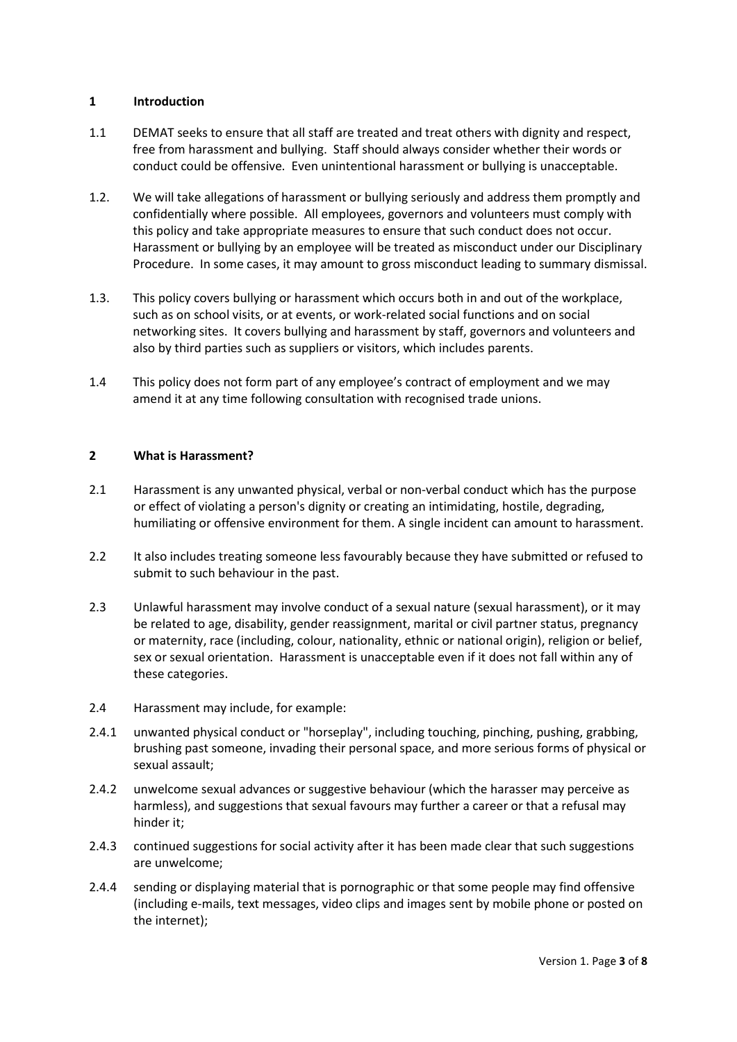## 1 Introduction

1.1 DEMAT seeks to ensure that all staff are treated and treat others with dignity and respect, free from harassment and bullying. Staff should always consider whether their words or conduct could be offensive. Even unintentional harassment or bullying is unacceptable.

1.2. We will take allegations of harassment or bullying seriously and address them promptly and confidentially where possible. All employees, governors and volunteers must comply with this policy and take appropriate measures to ensure that such conduct does not occur. Harassment or bullying by an employee will be treated as misconduct under our Disciplinary Procedure. In some cases, it may amount to gross misconduct leading to summary dismissal.

1.3. This policy covers bullying or harassment which occurs both in and out of the workplace, such as on school visits, or at events, or work-related social functions and on social networking sites. It covers bullying and harassment by staff, governors and volunteers and also by third parties such as suppliers or visitors, which includes parents.

1.4 This policy does not form part of any employee's contract of employment and we may amend it at any time following consultation with recognised trade unions.

## 2 What is Harassment?

2.1 Harassment is any unwanted physical, verbal or non-verbal conduct which has the purpose or effect of violating a person's dignity or creating an intimidating, hostile, degrading, humiliating or offensive environment for them. A single incident can amount to harassment.

2.2 It also includes treating someone less favourably because they have submitted or refused to submit to such behaviour in the past.

2.3 Unlawful harassment may involve conduct of a sexual nature (sexual harassment), or it may be related to age, disability, gender reassignment, marital or civil partner status, pregnancy or maternity, race (including, colour, nationality, ethnic or national origin), religion or belief, sex or sexual orientation. Harassment is unacceptable even if it does not fall within any of these categories.

2.4 Harassment may include, for example:

2.4.1 unwanted physical conduct or "horseplay", including touching, pinching, pushing, grabbing, brushing past someone, invading their personal space, and more serious forms of physical or sexual assault;

2.4.2 unwelcome sexual advances or suggestive behaviour (which the harasser may perceive as harmless), and suggestions that sexual favours may further a career or that a refusal may hinder it;

2.4.3 continued suggestions for social activity after it has been made clear that such suggestions are unwelcome;

2.4.4 sending or displaying material that is pornographic or that some people may find offensive (including e-mails, text messages, video clips and images sent by mobile phone or posted on the internet);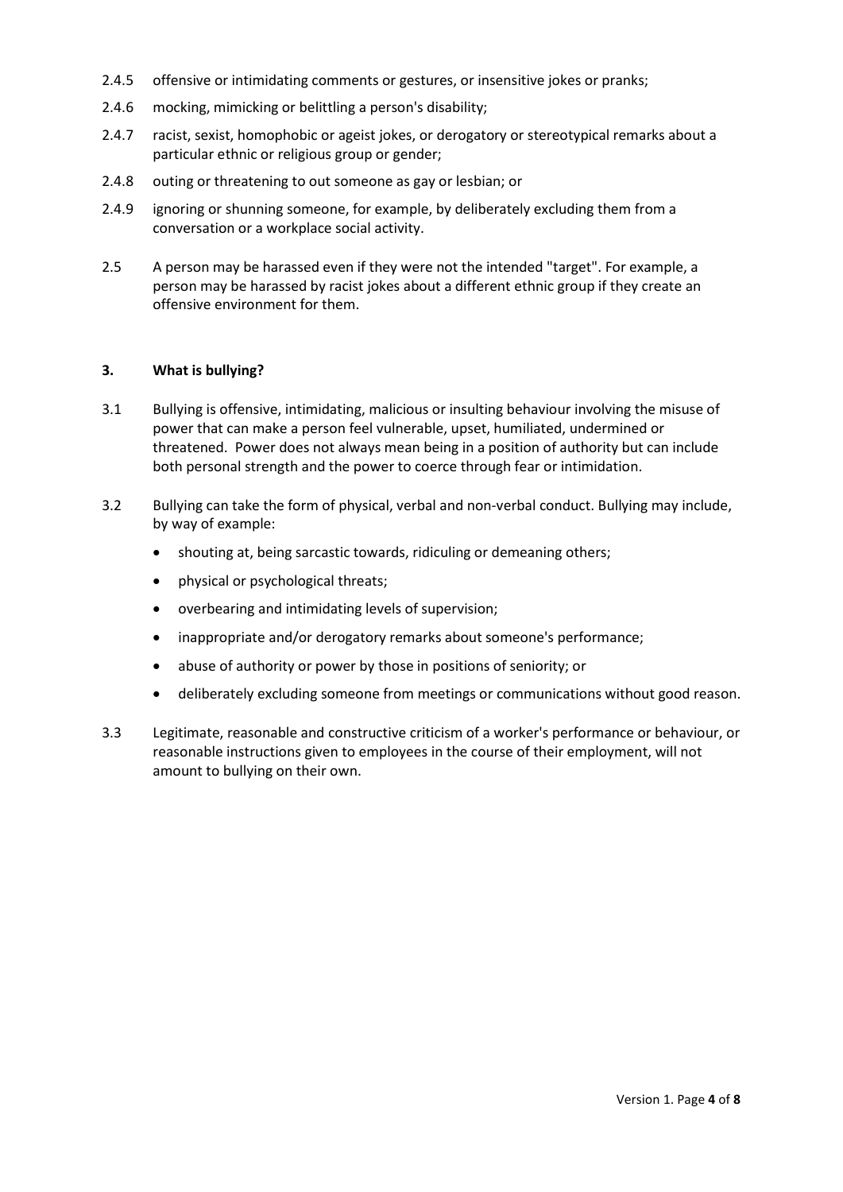2.4.5 offensive or intimidating comments or gestures, or insensitive jokes or pranks;

2.4.6 mocking, mimicking or belittling a person's disability;

2.4.7 racist, sexist, homophobic or ageist jokes, or derogatory or stereotypical remarks about a particular ethnic or religious group or gender;

2.4.8 outing or threatening to out someone as gay or lesbian; or

2.4.9 ignoring or shunning someone, for example, by deliberately excluding them from a conversation or a workplace social activity.

2.5 A person may be harassed even if they were not the intended "target". For example, a person may be harassed by racist jokes about a different ethnic group if they create an offensive environment for them.

## 3. What is bullying?

3.1 Bullying is offensive, intimidating, malicious or insulting behaviour involving the misuse of power that can make a person feel vulnerable, upset, humiliated, undermined or threatened. Power does not always mean being in a position of authority but can include both personal strength and the power to coerce through fear or intimidation.

3.2 Bullying can take the form of physical, verbal and non-verbal conduct. Bullying may include, by way of example:

- shouting at, being sarcastic towards, ridiculing or demeaning others;
- physical or psychological threats;
- overbearing and intimidating levels of supervision;
- inappropriate and/or derogatory remarks about someone's performance;
- abuse of authority or power by those in positions of seniority; or
- deliberately excluding someone from meetings or communications without good reason.

3.3 Legitimate, reasonable and constructive criticism of a worker's performance or behaviour, or reasonable instructions given to employees in the course of their employment, will not amount to bullying on their own.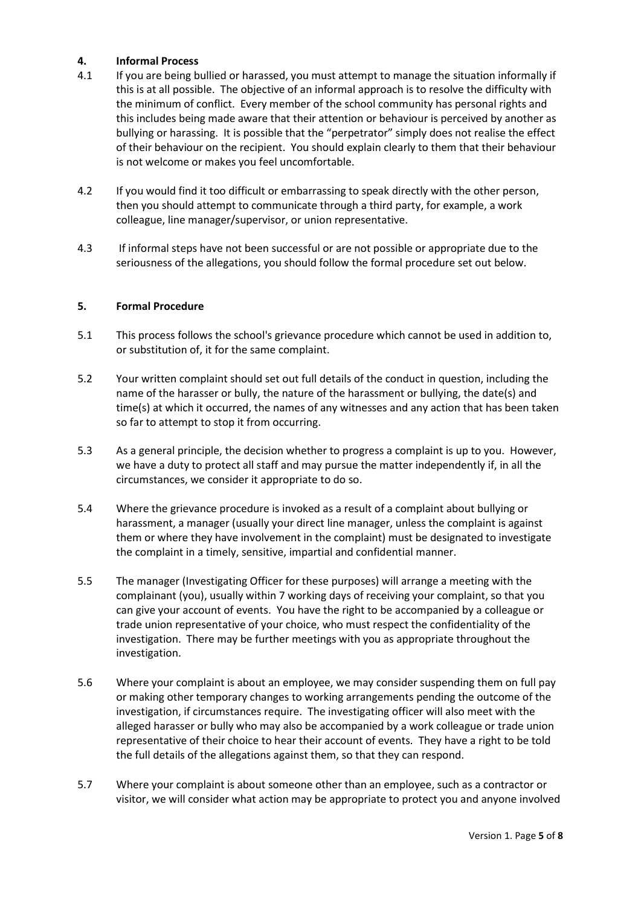## 4. Informal Process

4.1 If you are being bullied or harassed, you must attempt to manage the situation informally if this is at all possible. The objective of an informal approach is to resolve the difficulty with the minimum of conflict. Every member of the school community has personal rights and this includes being made aware that their attention or behaviour is perceived by another as bullying or harassing. It is possible that the "perpetrator" simply does not realise the effect of their behaviour on the recipient. You should explain clearly to them that their behaviour is not welcome or makes you feel uncomfortable.

4.2 If you would find it too difficult or embarrassing to speak directly with the other person, then you should attempt to communicate through a third party, for example, a work colleague, line manager/supervisor, or union representative.

4.3 If informal steps have not been successful or are not possible or appropriate due to the seriousness of the allegations, you should follow the formal procedure set out below.

## 5. Formal Procedure

5.1 This process follows the school's grievance procedure which cannot be used in addition to, or substitution of, it for the same complaint.

5.2 Your written complaint should set out full details of the conduct in question, including the name of the harasser or bully, the nature of the harassment or bullying, the date(s) and time(s) at which it occurred, the names of any witnesses and any action that has been taken so far to attempt to stop it from occurring.

5.3 As a general principle, the decision whether to progress a complaint is up to you. However, we have a duty to protect all staff and may pursue the matter independently if, in all the circumstances, we consider it appropriate to do so.

5.4 Where the grievance procedure is invoked as a result of a complaint about bullying or harassment, a manager (usually your direct line manager, unless the complaint is against them or where they have involvement in the complaint) must be designated to investigate the complaint in a timely, sensitive, impartial and confidential manner.

5.5 The manager (Investigating Officer for these purposes) will arrange a meeting with the complainant (you), usually within 7 working days of receiving your complaint, so that you can give your account of events. You have the right to be accompanied by a colleague or trade union representative of your choice, who must respect the confidentiality of the investigation. There may be further meetings with you as appropriate throughout the investigation.

5.6 Where your complaint is about an employee, we may consider suspending them on full pay or making other temporary changes to working arrangements pending the outcome of the investigation, if circumstances require. The investigating officer will also meet with the alleged harasser or bully who may also be accompanied by a work colleague or trade union representative of their choice to hear their account of events. They have a right to be told the full details of the allegations against them, so that they can respond.

5.7 Where your complaint is about someone other than an employee, such as a contractor or visitor, we will consider what action may be appropriate to protect you and anyone involved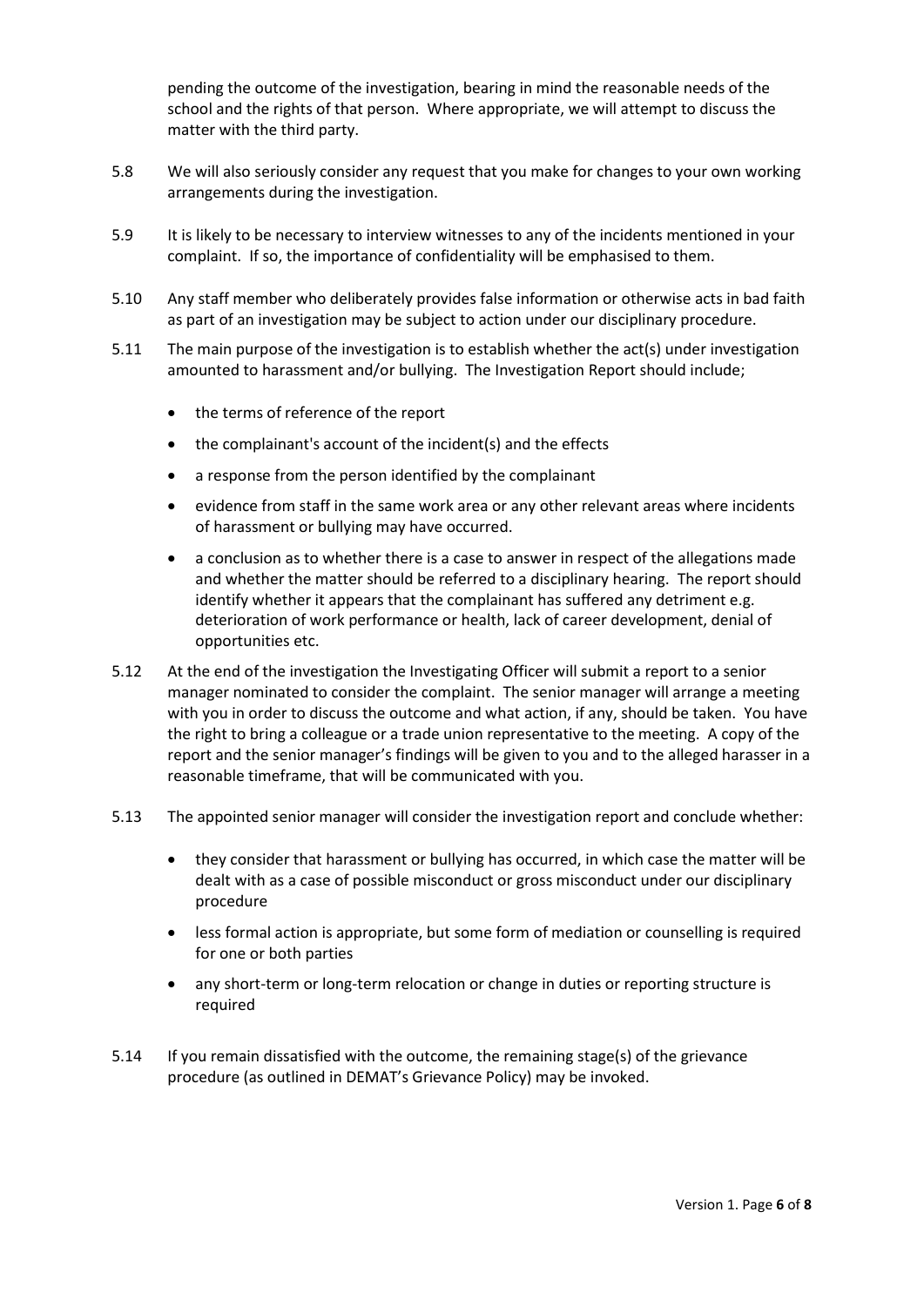pending the outcome of the investigation, bearing in mind the reasonable needs of the school and the rights of that person. Where appropriate, we will attempt to discuss the matter with the third party.

5.8 We will also seriously consider any request that you make for changes to your own working arrangements during the investigation.

5.9 It is likely to be necessary to interview witnesses to any of the incidents mentioned in your complaint. If so, the importance of confidentiality will be emphasised to them.

5.10 Any staff member who deliberately provides false information or otherwise acts in bad faith as part of an investigation may be subject to action under our disciplinary procedure.

5.11 The main purpose of the investigation is to establish whether the act(s) under investigation amounted to harassment and/or bullying. The Investigation Report should include;

- the terms of reference of the report
- the complainant's account of the incident(s) and the effects
- a response from the person identified by the complainant
- evidence from staff in the same work area or any other relevant areas where incidents of harassment or bullying may have occurred.
- a conclusion as to whether there is a case to answer in respect of the allegations made and whether the matter should be referred to a disciplinary hearing. The report should identify whether it appears that the complainant has suffered any detriment e.g. deterioration of work performance or health, lack of career development, denial of opportunities etc.

5.12 At the end of the investigation the Investigating Officer will submit a report to a senior manager nominated to consider the complaint. The senior manager will arrange a meeting with you in order to discuss the outcome and what action, if any, should be taken. You have the right to bring a colleague or a trade union representative to the meeting. A copy of the report and the senior manager's findings will be given to you and to the alleged harasser in a reasonable timeframe, that will be communicated with you.

5.13 The appointed senior manager will consider the investigation report and conclude whether:

- they consider that harassment or bullying has occurred, in which case the matter will be dealt with as a case of possible misconduct or gross misconduct under our disciplinary procedure
- less formal action is appropriate, but some form of mediation or counselling is required for one or both parties
- any short-term or long-term relocation or change in duties or reporting structure is required

5.14 If you remain dissatisfied with the outcome, the remaining stage(s) of the grievance procedure (as outlined in DEMAT's Grievance Policy) may be invoked.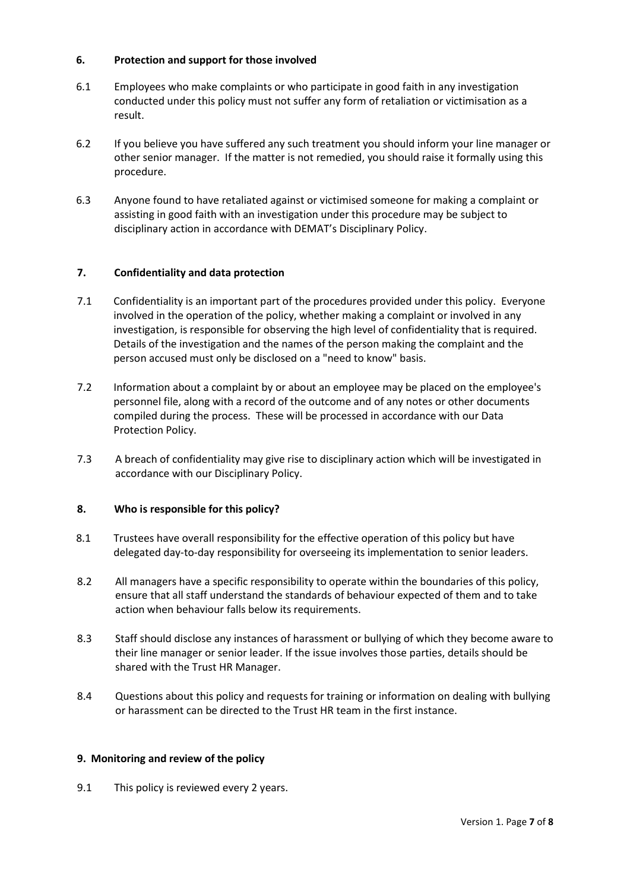## 6. Protection and support for those involved

6.1 Employees who make complaints or who participate in good faith in any investigation conducted under this policy must not suffer any form of retaliation or victimisation as a result.

6.2 If you believe you have suffered any such treatment you should inform your line manager or other senior manager. If the matter is not remedied, you should raise it formally using this procedure.

6.3 Anyone found to have retaliated against or victimised someone for making a complaint or assisting in good faith with an investigation under this procedure may be subject to disciplinary action in accordance with DEMAT's Disciplinary Policy.

## 7. Confidentiality and data protection

7.1 Confidentiality is an important part of the procedures provided under this policy. Everyone involved in the operation of the policy, whether making a complaint or involved in any investigation, is responsible for observing the high level of confidentiality that is required. Details of the investigation and the names of the person making the complaint and the person accused must only be disclosed on a "need to know" basis.

7.2 Information about a complaint by or about an employee may be placed on the employee's personnel file, along with a record of the outcome and of any notes or other documents compiled during the process. These will be processed in accordance with our Data Protection Policy.

7.3 A breach of confidentiality may give rise to disciplinary action which will be investigated in accordance with our Disciplinary Policy.

## 8. Who is responsible for this policy?

8.1 Trustees have overall responsibility for the effective operation of this policy but have delegated day-to-day responsibility for overseeing its implementation to senior leaders.

8.2 All managers have a specific responsibility to operate within the boundaries of this policy, ensure that all staff understand the standards of behaviour expected of them and to take action when behaviour falls below its requirements.

8.3 Staff should disclose any instances of harassment or bullying of which they become aware to their line manager or senior leader. If the issue involves those parties, details should be shared with the Trust HR Manager.

8.4 Questions about this policy and requests for training or information on dealing with bullying or harassment can be directed to the Trust HR team in the first instance.

## 9. Monitoring and review of the policy

9.1 This policy is reviewed every 2 years.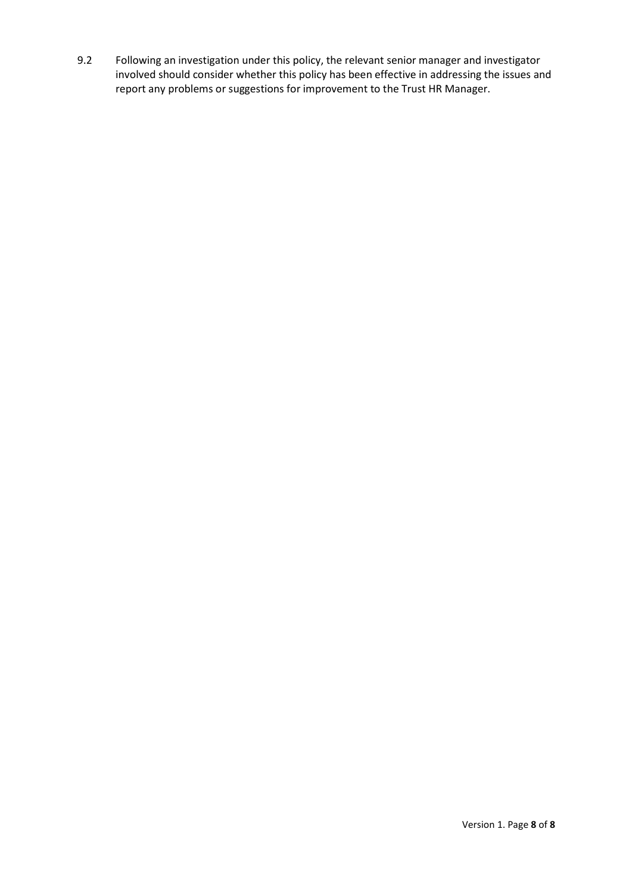9.2 Following an investigation under this policy, the relevant senior manager and investigator involved should consider whether this policy has been effective in addressing the issues and report any problems or suggestions for improvement to the Trust HR Manager.